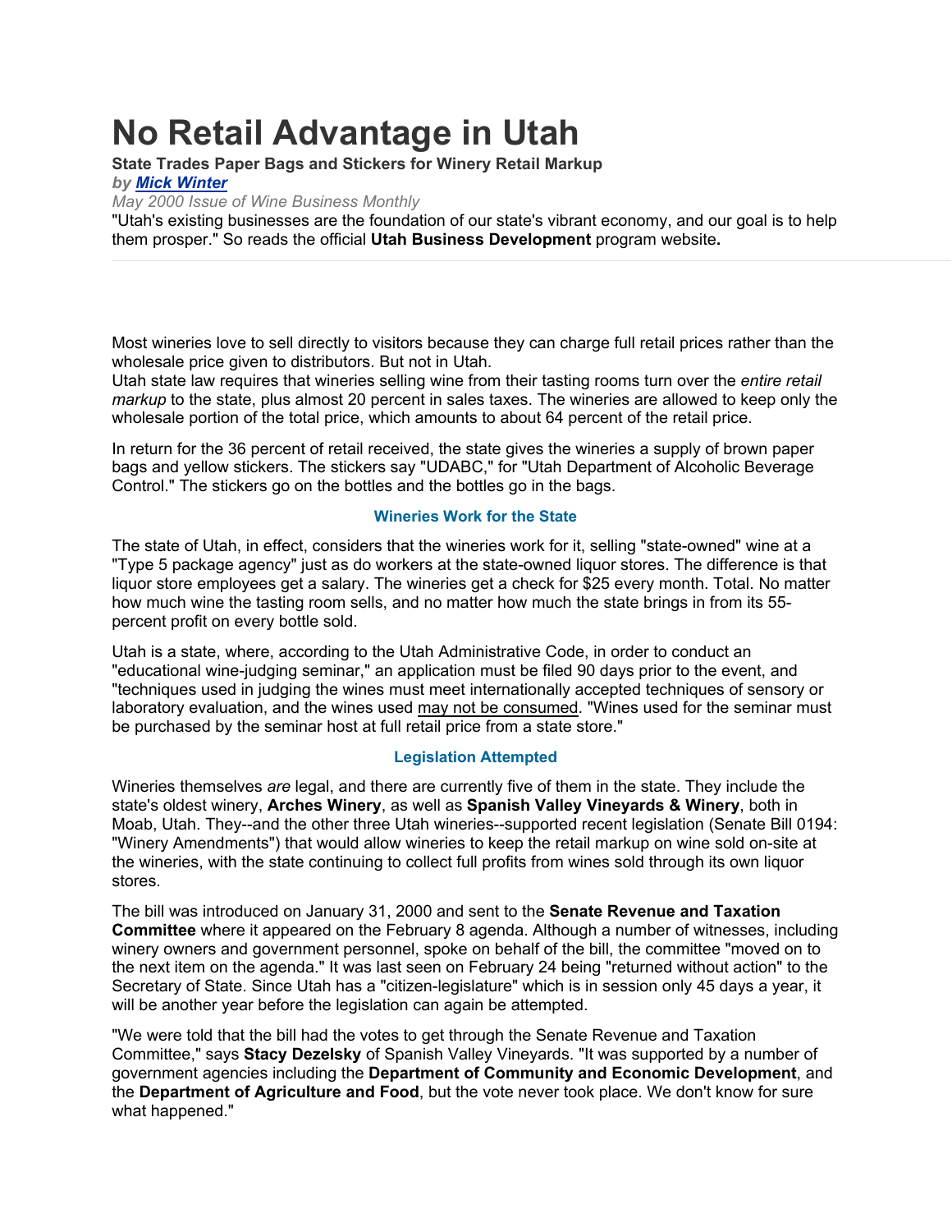# No Retail Advantage in Utah

**State Trades Paper Bags and Stickers for Winery Retail Markup**

***by Mick Winter***

*May 2000 Issue of Wine Business Monthly*

"Utah's existing businesses are the foundation of our state's vibrant economy, and our goal is to help them prosper." So reads the official **Utah Business Development** program website**.**

---

Most wineries love to sell directly to visitors because they can charge full retail prices rather than the wholesale price given to distributors. But not in Utah.

Utah state law requires that wineries selling wine from their tasting rooms turn over the *entire retail markup* to the state, plus almost 20 percent in sales taxes. The wineries are allowed to keep only the wholesale portion of the total price, which amounts to about 64 percent of the retail price.

In return for the 36 percent of retail received, the state gives the wineries a supply of brown paper bags and yellow stickers. The stickers say "UDABC," for "Utah Department of Alcoholic Beverage Control." The stickers go on the bottles and the bottles go in the bags.

### Wineries Work for the State

The state of Utah, in effect, considers that the wineries work for it, selling "state-owned" wine at a "Type 5 package agency" just as do workers at the state-owned liquor stores. The difference is that liquor store employees get a salary. The wineries get a check for $25 every month. Total. No matter how much wine the tasting room sells, and no matter how much the state brings in from its 55-percent profit on every bottle sold.

Utah is a state, where, according to the Utah Administrative Code, in order to conduct an "educational wine-judging seminar," an application must be filed 90 days prior to the event, and "techniques used in judging the wines must meet internationally accepted techniques of sensory or laboratory evaluation, and the wines used may not be consumed. "Wines used for the seminar must be purchased by the seminar host at full retail price from a state store."

### Legislation Attempted

Wineries themselves *are* legal, and there are currently five of them in the state. They include the state's oldest winery, **Arches Winery**, as well as **Spanish Valley Vineyards & Winery**, both in Moab, Utah. They--and the other three Utah wineries--supported recent legislation (Senate Bill 0194: "Winery Amendments") that would allow wineries to keep the retail markup on wine sold on-site at the wineries, with the state continuing to collect full profits from wines sold through its own liquor stores.

The bill was introduced on January 31, 2000 and sent to the **Senate Revenue and Taxation Committee** where it appeared on the February 8 agenda. Although a number of witnesses, including winery owners and government personnel, spoke on behalf of the bill, the committee "moved on to the next item on the agenda." It was last seen on February 24 being "returned without action" to the Secretary of State. Since Utah has a "citizen-legislature" which is in session only 45 days a year, it will be another year before the legislation can again be attempted.

"We were told that the bill had the votes to get through the Senate Revenue and Taxation Committee," says **Stacy Dezelsky** of Spanish Valley Vineyards. "It was supported by a number of government agencies including the **Department of Community and Economic Development**, and the **Department of Agriculture and Food**, but the vote never took place. We don't know for sure what happened."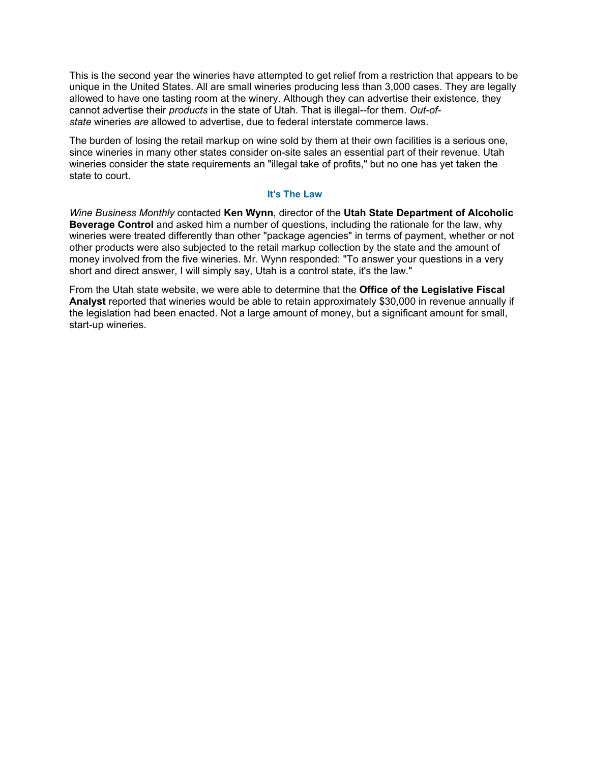This is the second year the wineries have attempted to get relief from a restriction that appears to be unique in the United States. All are small wineries producing less than 3,000 cases. They are legally allowed to have one tasting room at the winery. Although they can advertise their existence, they cannot advertise their *products* in the state of Utah. That is illegal--for them. *Out-of-state* wineries *are* allowed to advertise, due to federal interstate commerce laws.

The burden of losing the retail markup on wine sold by them at their own facilities is a serious one, since wineries in many other states consider on-site sales an essential part of their revenue. Utah wineries consider the state requirements an "illegal take of profits," but no one has yet taken the state to court.

### It's The Law

*Wine Business Monthly* contacted **Ken Wynn**, director of the **Utah State Department of Alcoholic Beverage Control** and asked him a number of questions, including the rationale for the law, why wineries were treated differently than other "package agencies" in terms of payment, whether or not other products were also subjected to the retail markup collection by the state and the amount of money involved from the five wineries. Mr. Wynn responded: "To answer your questions in a very short and direct answer, I will simply say, Utah is a control state, it's the law."

From the Utah state website, we were able to determine that the **Office of the Legislative Fiscal Analyst** reported that wineries would be able to retain approximately $30,000 in revenue annually if the legislation had been enacted. Not a large amount of money, but a significant amount for small, start-up wineries.